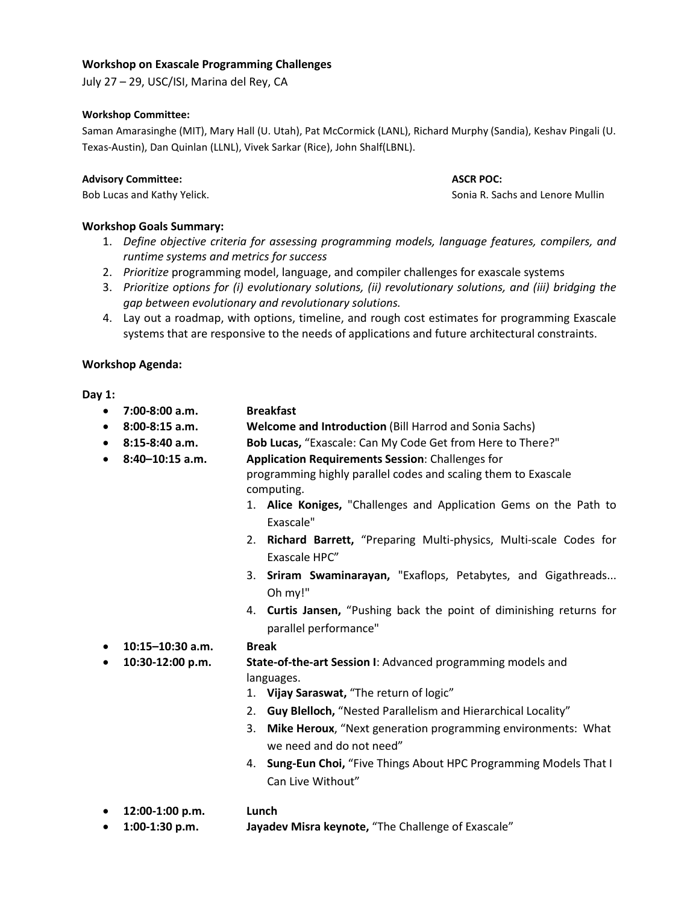**Workshop on Exascale Programming Challenges**

July 27 – 29, USC/ISI, Marina del Rey, CA

**Workshop Committee:**

Saman Amarasinghe (MIT), Mary Hall (U. Utah), Pat McCormick (LANL), Richard Murphy (Sandia), Keshav Pingali (U. Texas-Austin), Dan Quinlan (LLNL), Vivek Sarkar (Rice), John Shalf(LBNL).

**Advisory Committee:**

Bob Lucas and Kathy Yelick.

**ASCR POC:**

Sonia R. Sachs and Lenore Mullin

**Workshop Goals Summary:**

1. *Define objective criteria for assessing programming models, language features, compilers, and runtime systems and metrics for success*
2. *Prioritize* programming model, language, and compiler challenges for exascale systems
3. *Prioritize options for (i) evolutionary solutions, (ii) revolutionary solutions, and (iii) bridging the gap between evolutionary and revolutionary solutions.*
4. Lay out a roadmap, with options, timeline, and rough cost estimates for programming Exascale systems that are responsive to the needs of applications and future architectural constraints.

**Workshop Agenda:**

**Day 1:**

- **7:00-8:00 a.m.** **Breakfast**
- **8:00-8:15 a.m.** **Welcome and Introduction** (Bill Harrod and Sonia Sachs)
- **8:15-8:40 a.m.** **Bob Lucas,** "Exascale: Can My Code Get from Here to There?"
- **8:40–10:15 a.m.** **Application Requirements Session**: Challenges for programming highly parallel codes and scaling them to Exascale computing.
  1. **Alice Koniges,** "Challenges and Application Gems on the Path to Exascale"
  2. **Richard Barrett,** "Preparing Multi-physics, Multi-scale Codes for Exascale HPC"
  3. **Sriram Swaminarayan,** "Exaflops, Petabytes, and Gigathreads... Oh my!"
  4. **Curtis Jansen,** "Pushing back the point of diminishing returns for parallel performance"
- **10:15–10:30 a.m.** **Break**
- **10:30-12:00 p.m.** **State-of-the-art Session I**: Advanced programming models and languages.
  1. **Vijay Saraswat,** "The return of logic"
  2. **Guy Blelloch,** "Nested Parallelism and Hierarchical Locality"
  3. **Mike Heroux**, "Next generation programming environments: What we need and do not need"
  4. **Sung-Eun Choi,** "Five Things About HPC Programming Models That I Can Live Without"
- **12:00-1:00 p.m.** **Lunch**
- **1:00-1:30 p.m.** **Jayadev Misra keynote,** "The Challenge of Exascale"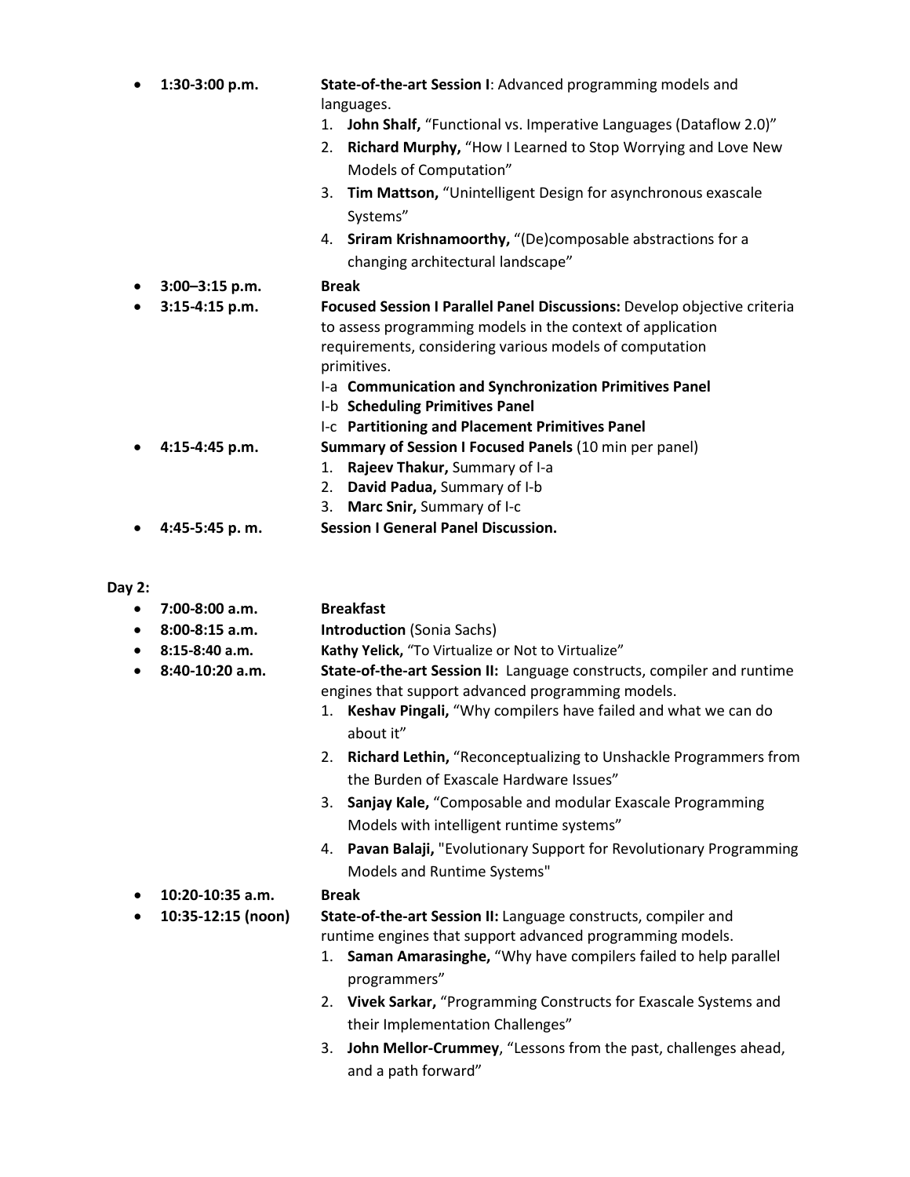- **1:30-3:00 p.m.** **State-of-the-art Session I**: Advanced programming models and languages.
  1. **John Shalf,** "Functional vs. Imperative Languages (Dataflow 2.0)"
  2. **Richard Murphy,** "How I Learned to Stop Worrying and Love New Models of Computation"
  3. **Tim Mattson,** "Unintelligent Design for asynchronous exascale Systems"
  4. **Sriram Krishnamoorthy,** "(De)composable abstractions for a changing architectural landscape"
- **3:00–3:15 p.m.** **Break**
- **3:15-4:15 p.m.** **Focused Session I Parallel Panel Discussions:** Develop objective criteria to assess programming models in the context of application requirements, considering various models of computation primitives.
  - I-a **Communication and Synchronization Primitives Panel**
  - I-b **Scheduling Primitives Panel**
  - I-c **Partitioning and Placement Primitives Panel**
- **4:15-4:45 p.m.** **Summary of Session I Focused Panels** (10 min per panel)
  1. **Rajeev Thakur,** Summary of I-a
  2. **David Padua,** Summary of I-b
  3. **Marc Snir,** Summary of I-c
- **4:45-5:45 p. m.** **Session I General Panel Discussion.**

**Day 2:**

- **7:00-8:00 a.m.** **Breakfast**
- **8:00-8:15 a.m.** **Introduction** (Sonia Sachs)
- **8:15-8:40 a.m.** **Kathy Yelick,** "To Virtualize or Not to Virtualize"
- **8:40-10:20 a.m.** **State-of-the-art Session II:** Language constructs, compiler and runtime engines that support advanced programming models.
  1. **Keshav Pingali,** "Why compilers have failed and what we can do about it"
  2. **Richard Lethin,** "Reconceptualizing to Unshackle Programmers from the Burden of Exascale Hardware Issues"
  3. **Sanjay Kale,** "Composable and modular Exascale Programming Models with intelligent runtime systems"
  4. **Pavan Balaji,** "Evolutionary Support for Revolutionary Programming Models and Runtime Systems"
- **10:20-10:35 a.m.** **Break**
- **10:35-12:15 (noon)** **State-of-the-art Session II:** Language constructs, compiler and runtime engines that support advanced programming models.
  1. **Saman Amarasinghe,** "Why have compilers failed to help parallel programmers"
  2. **Vivek Sarkar,** "Programming Constructs for Exascale Systems and their Implementation Challenges"
  3. **John Mellor-Crummey**, "Lessons from the past, challenges ahead, and a path forward"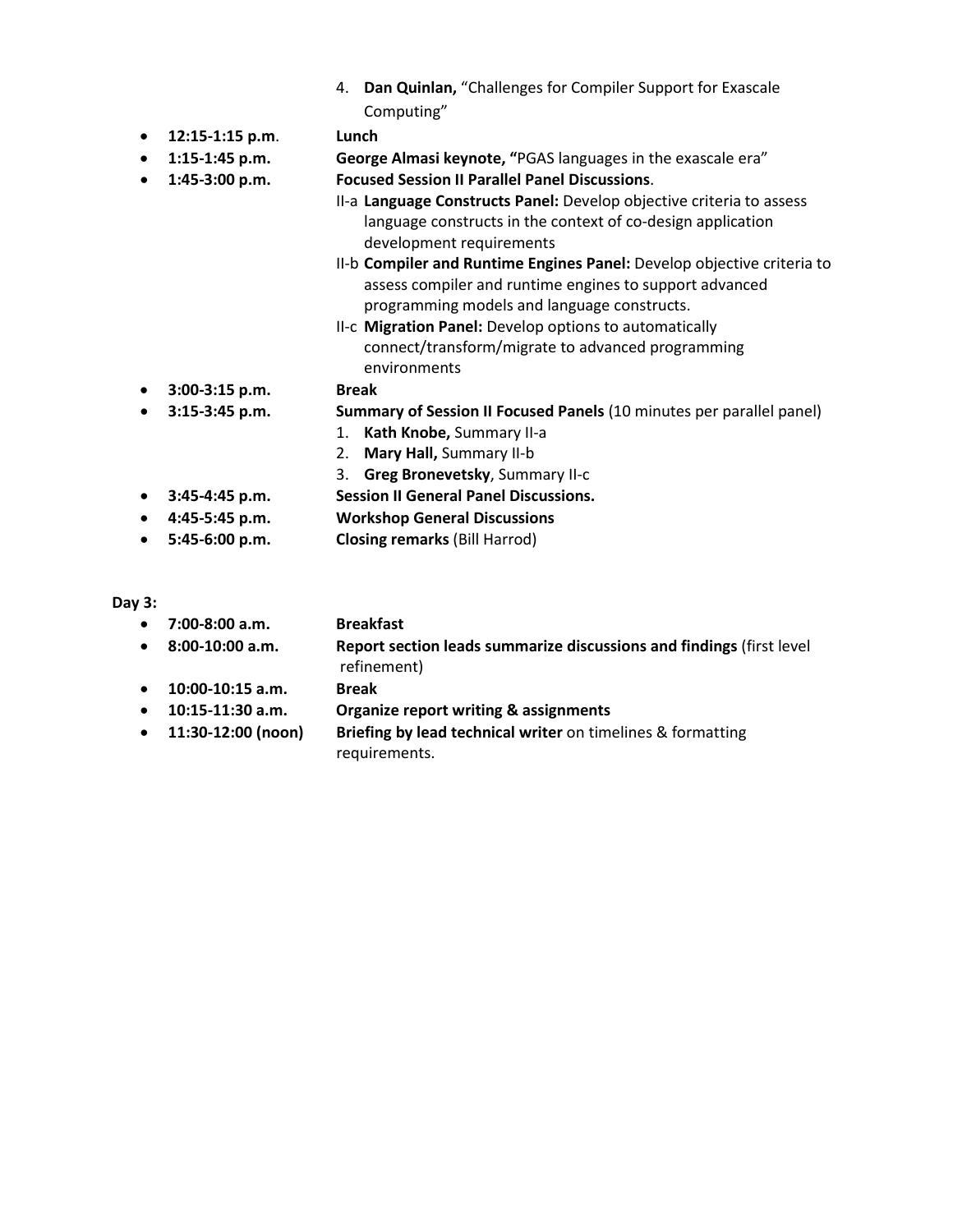4. **Dan Quinlan,** "Challenges for Compiler Support for Exascale Computing"

- **12:15-1:15 p.m**. **Lunch**
- **1:15-1:45 p.m.** **George Almasi keynote, "**PGAS languages in the exascale era"
- **1:45-3:00 p.m.** **Focused Session II Parallel Panel Discussions**.
  - II-a **Language Constructs Panel:** Develop objective criteria to assess language constructs in the context of co-design application development requirements
  - II-b **Compiler and Runtime Engines Panel:** Develop objective criteria to assess compiler and runtime engines to support advanced programming models and language constructs.
  - II-c **Migration Panel:** Develop options to automatically connect/transform/migrate to advanced programming environments
- **3:00-3:15 p.m.** **Break**
- **3:15-3:45 p.m.** **Summary of Session II Focused Panels** (10 minutes per parallel panel)
  1. **Kath Knobe,** Summary II-a
  2. **Mary Hall,** Summary II-b
  3. **Greg Bronevetsky**, Summary II-c
- **3:45-4:45 p.m.** **Session II General Panel Discussions.**
- **4:45-5:45 p.m.** **Workshop General Discussions**
- **5:45-6:00 p.m.** **Closing remarks** (Bill Harrod)

**Day 3:**

- **7:00-8:00 a.m.** **Breakfast**
- **8:00-10:00 a.m.** **Report section leads summarize discussions and findings** (first level refinement)
- **10:00-10:15 a.m.** **Break**
- **10:15-11:30 a.m.** **Organize report writing & assignments**
- **11:30-12:00 (noon)** **Briefing by lead technical writer** on timelines & formatting requirements.